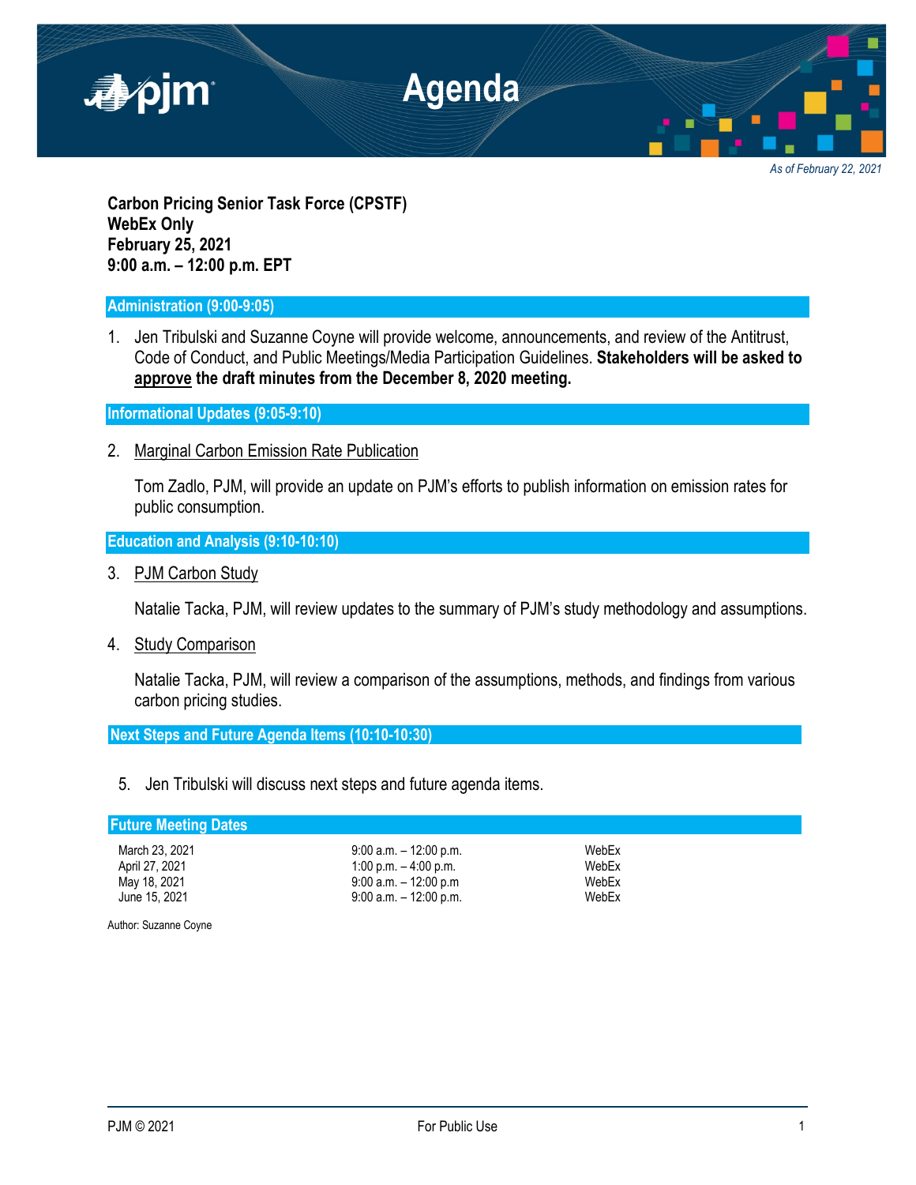# Agenda

*As of February 22, 2021*

**Carbon Pricing Senior Task Force (CPSTF)**
**WebEx Only**
**February 25, 2021**
**9:00 a.m. – 12:00 p.m. EPT**

## Administration (9:00-9:05)

1. Jen Tribulski and Suzanne Coyne will provide welcome, announcements, and review of the Antitrust, Code of Conduct, and Public Meetings/Media Participation Guidelines. **Stakeholders will be asked to approve the draft minutes from the December 8, 2020 meeting.**

## Informational Updates (9:05-9:10)

2. Marginal Carbon Emission Rate Publication

   Tom Zadlo, PJM, will provide an update on PJM's efforts to publish information on emission rates for public consumption.

## Education and Analysis (9:10-10:10)

3. PJM Carbon Study

   Natalie Tacka, PJM, will review updates to the summary of PJM's study methodology and assumptions.

4. Study Comparison

   Natalie Tacka, PJM, will review a comparison of the assumptions, methods, and findings from various carbon pricing studies.

## Next Steps and Future Agenda Items (10:10-10:30)

5. Jen Tribulski will discuss next steps and future agenda items.

## Future Meeting Dates

| | | |
|---|---|---|
| March 23, 2021 | 9:00 a.m. – 12:00 p.m. | WebEx |
| April 27, 2021 | 1:00 p.m. – 4:00 p.m. | WebEx |
| May 18, 2021 | 9:00 a.m. – 12:00 p.m | WebEx |
| June 15, 2021 | 9:00 a.m. – 12:00 p.m. | WebEx |

Author: Suzanne Coyne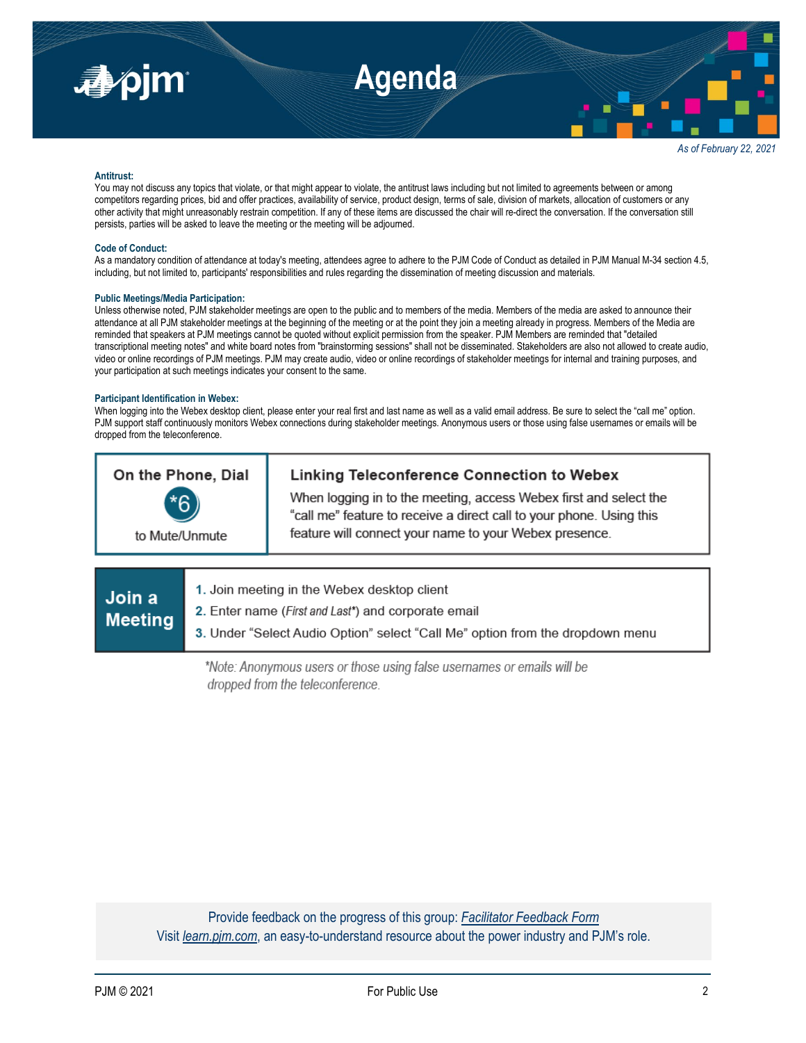# Agenda

*As of February 22, 2021*

**Antitrust:**
You may not discuss any topics that violate, or that might appear to violate, the antitrust laws including but not limited to agreements between or among competitors regarding prices, bid and offer practices, availability of service, product design, terms of sale, division of markets, allocation of customers or any other activity that might unreasonably restrain competition. If any of these items are discussed the chair will re-direct the conversation. If the conversation still persists, parties will be asked to leave the meeting or the meeting will be adjourned.

**Code of Conduct:**
As a mandatory condition of attendance at today's meeting, attendees agree to adhere to the PJM Code of Conduct as detailed in PJM Manual M-34 section 4.5, including, but not limited to, participants' responsibilities and rules regarding the dissemination of meeting discussion and materials.

**Public Meetings/Media Participation:**
Unless otherwise noted, PJM stakeholder meetings are open to the public and to members of the media. Members of the media are asked to announce their attendance at all PJM stakeholder meetings at the beginning of the meeting or at the point they join a meeting already in progress. Members of the Media are reminded that speakers at PJM meetings cannot be quoted without explicit permission from the speaker. PJM Members are reminded that "detailed transcriptional meeting notes" and white board notes from "brainstorming sessions" shall not be disseminated. Stakeholders are also not allowed to create audio, video or online recordings of PJM meetings. PJM may create audio, video or online recordings of stakeholder meetings for internal and training purposes, and your participation at such meetings indicates your consent to the same.

**Participant Identification in Webex:**
When logging into the Webex desktop client, please enter your real first and last name as well as a valid email address. Be sure to select the "call me" option. PJM support staff continuously monitors Webex connections during stakeholder meetings. Anonymous users or those using false usernames or emails will be dropped from the teleconference.

**On the Phone, Dial**
*6
to Mute/Unmute

**Linking Teleconference Connection to Webex**
When logging in to the meeting, access Webex first and select the "call me" feature to receive a direct call to your phone. Using this feature will connect your name to your Webex presence.

**Join a Meeting**

1. Join meeting in the Webex desktop client
2. Enter name (*First and Last*\*) and corporate email
3. Under "Select Audio Option" select "Call Me" option from the dropdown menu

*\*Note: Anonymous users or those using false usernames or emails will be dropped from the teleconference.*

Provide feedback on the progress of this group: *Facilitator Feedback Form*
Visit *learn.pjm.com*, an easy-to-understand resource about the power industry and PJM's role.

PJM © 2021 For Public Use